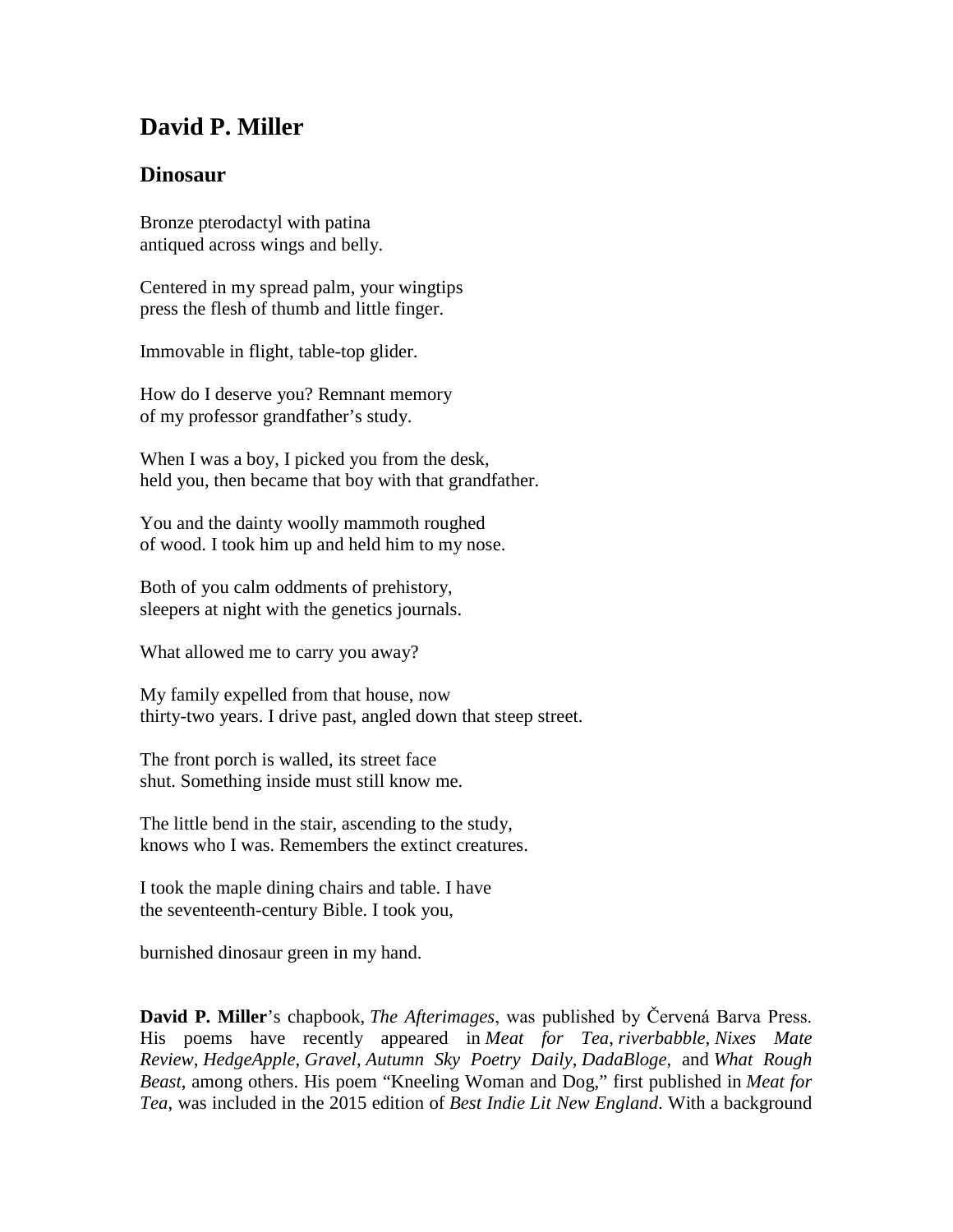# David P. Miller

## Dinosaur

Bronze pterodactyl with patina  
antiqued across wings and belly.

Centered in my spread palm, your wingtips  
press the flesh of thumb and little finger.

Immovable in flight, table-top glider.

How do I deserve you? Remnant memory  
of my professor grandfather's study.

When I was a boy, I picked you from the desk,  
held you, then became that boy with that grandfather.

You and the dainty woolly mammoth roughed  
of wood. I took him up and held him to my nose.

Both of you calm oddments of prehistory,  
sleepers at night with the genetics journals.

What allowed me to carry you away?

My family expelled from that house, now  
thirty-two years. I drive past, angled down that steep street.

The front porch is walled, its street face  
shut. Something inside must still know me.

The little bend in the stair, ascending to the study,  
knows who I was. Remembers the extinct creatures.

I took the maple dining chairs and table. I have  
the seventeenth-century Bible. I took you,

burnished dinosaur green in my hand.

**David P. Miller**'s chapbook, *The Afterimages*, was published by Červená Barva Press. His poems have recently appeared in *Meat for Tea*, *riverbabble*, *Nixes Mate Review*, *HedgeApple*, *Gravel*, *Autumn Sky Poetry Daily*, *DadaBloge*, and *What Rough Beast*, among others. His poem "Kneeling Woman and Dog," first published in *Meat for Tea*, was included in the 2015 edition of *Best Indie Lit New England*. With a background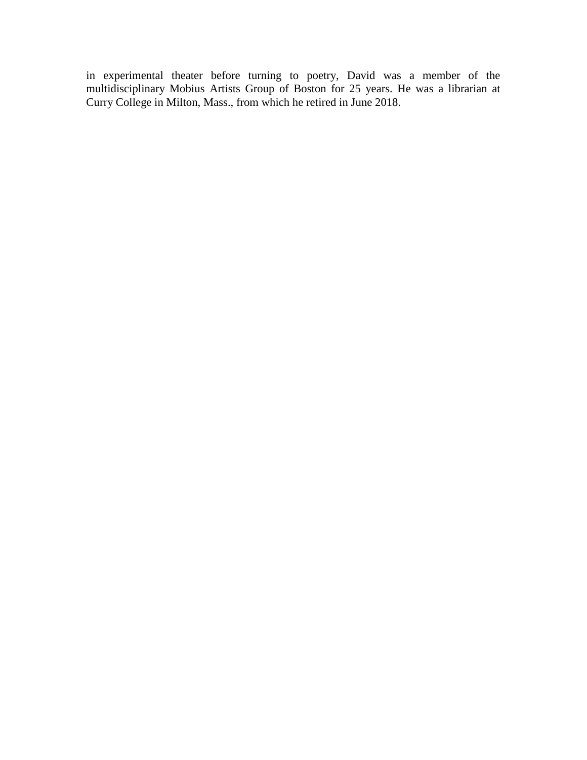in experimental theater before turning to poetry, David was a member of the multidisciplinary Mobius Artists Group of Boston for 25 years. He was a librarian at Curry College in Milton, Mass., from which he retired in June 2018.